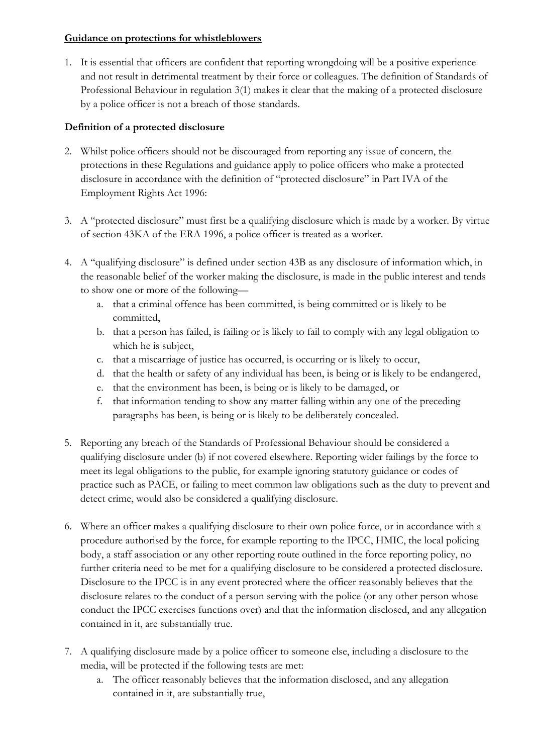**Guidance on protections for whistleblowers**

1. It is essential that officers are confident that reporting wrongdoing will be a positive experience and not result in detrimental treatment by their force or colleagues. The definition of Standards of Professional Behaviour in regulation 3(1) makes it clear that the making of a protected disclosure by a police officer is not a breach of those standards.

**Definition of a protected disclosure**

2. Whilst police officers should not be discouraged from reporting any issue of concern, the protections in these Regulations and guidance apply to police officers who make a protected disclosure in accordance with the definition of "protected disclosure" in Part IVA of the Employment Rights Act 1996:

3. A "protected disclosure" must first be a qualifying disclosure which is made by a worker. By virtue of section 43KA of the ERA 1996, a police officer is treated as a worker.

4. A "qualifying disclosure" is defined under section 43B as any disclosure of information which, in the reasonable belief of the worker making the disclosure, is made in the public interest and tends to show one or more of the following—
   a. that a criminal offence has been committed, is being committed or is likely to be committed,
   b. that a person has failed, is failing or is likely to fail to comply with any legal obligation to which he is subject,
   c. that a miscarriage of justice has occurred, is occurring or is likely to occur,
   d. that the health or safety of any individual has been, is being or is likely to be endangered,
   e. that the environment has been, is being or is likely to be damaged, or
   f. that information tending to show any matter falling within any one of the preceding paragraphs has been, is being or is likely to be deliberately concealed.

5. Reporting any breach of the Standards of Professional Behaviour should be considered a qualifying disclosure under (b) if not covered elsewhere. Reporting wider failings by the force to meet its legal obligations to the public, for example ignoring statutory guidance or codes of practice such as PACE, or failing to meet common law obligations such as the duty to prevent and detect crime, would also be considered a qualifying disclosure.

6. Where an officer makes a qualifying disclosure to their own police force, or in accordance with a procedure authorised by the force, for example reporting to the IPCC, HMIC, the local policing body, a staff association or any other reporting route outlined in the force reporting policy, no further criteria need to be met for a qualifying disclosure to be considered a protected disclosure. Disclosure to the IPCC is in any event protected where the officer reasonably believes that the disclosure relates to the conduct of a person serving with the police (or any other person whose conduct the IPCC exercises functions over) and that the information disclosed, and any allegation contained in it, are substantially true.

7. A qualifying disclosure made by a police officer to someone else, including a disclosure to the media, will be protected if the following tests are met:
   a. The officer reasonably believes that the information disclosed, and any allegation contained in it, are substantially true,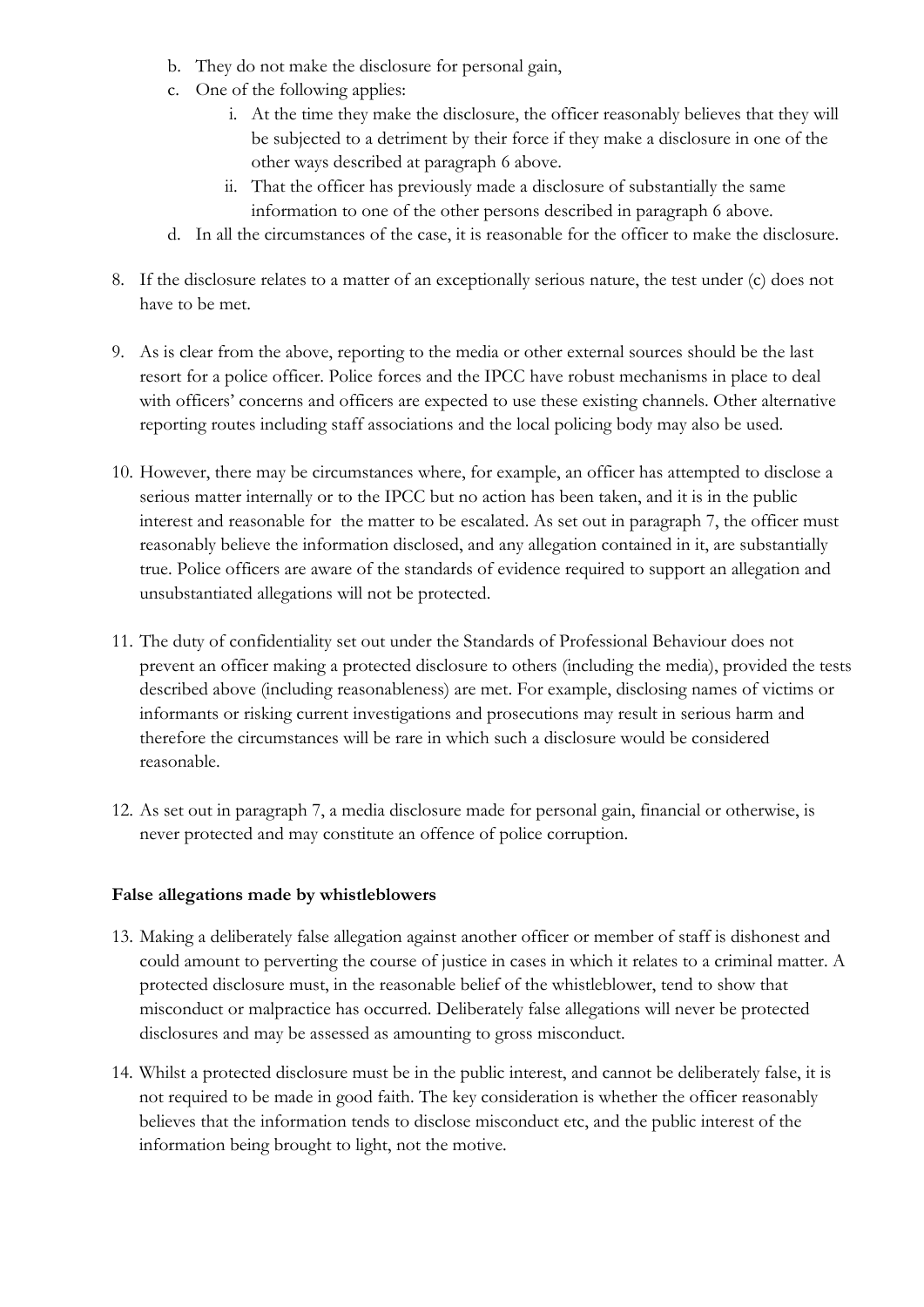b. They do not make the disclosure for personal gain,
   c. One of the following applies:
      i. At the time they make the disclosure, the officer reasonably believes that they will be subjected to a detriment by their force if they make a disclosure in one of the other ways described at paragraph 6 above.
      ii. That the officer has previously made a disclosure of substantially the same information to one of the other persons described in paragraph 6 above.
   d. In all the circumstances of the case, it is reasonable for the officer to make the disclosure.

8. If the disclosure relates to a matter of an exceptionally serious nature, the test under (c) does not have to be met.

9. As is clear from the above, reporting to the media or other external sources should be the last resort for a police officer. Police forces and the IPCC have robust mechanisms in place to deal with officers' concerns and officers are expected to use these existing channels. Other alternative reporting routes including staff associations and the local policing body may also be used.

10. However, there may be circumstances where, for example, an officer has attempted to disclose a serious matter internally or to the IPCC but no action has been taken, and it is in the public interest and reasonable for the matter to be escalated. As set out in paragraph 7, the officer must reasonably believe the information disclosed, and any allegation contained in it, are substantially true. Police officers are aware of the standards of evidence required to support an allegation and unsubstantiated allegations will not be protected.

11. The duty of confidentiality set out under the Standards of Professional Behaviour does not prevent an officer making a protected disclosure to others (including the media), provided the tests described above (including reasonableness) are met. For example, disclosing names of victims or informants or risking current investigations and prosecutions may result in serious harm and therefore the circumstances will be rare in which such a disclosure would be considered reasonable.

12. As set out in paragraph 7, a media disclosure made for personal gain, financial or otherwise, is never protected and may constitute an offence of police corruption.

**False allegations made by whistleblowers**

13. Making a deliberately false allegation against another officer or member of staff is dishonest and could amount to perverting the course of justice in cases in which it relates to a criminal matter. A protected disclosure must, in the reasonable belief of the whistleblower, tend to show that misconduct or malpractice has occurred. Deliberately false allegations will never be protected disclosures and may be assessed as amounting to gross misconduct.

14. Whilst a protected disclosure must be in the public interest, and cannot be deliberately false, it is not required to be made in good faith. The key consideration is whether the officer reasonably believes that the information tends to disclose misconduct etc, and the public interest of the information being brought to light, not the motive.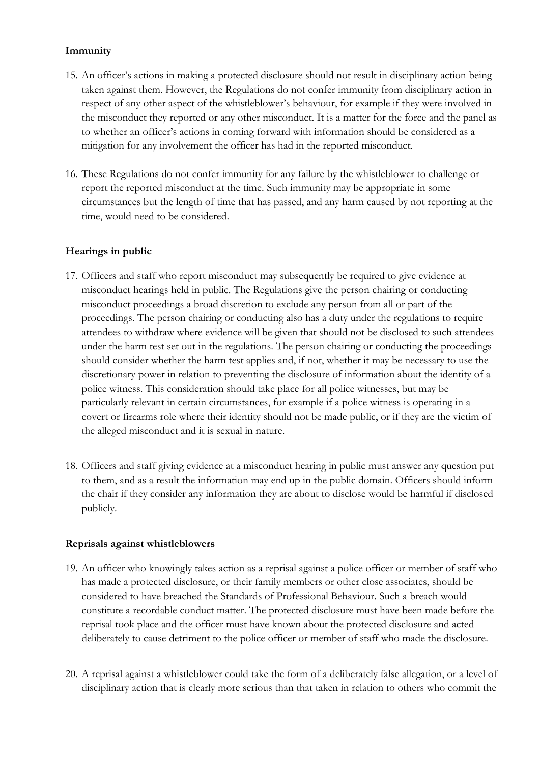**Immunity**

15. An officer's actions in making a protected disclosure should not result in disciplinary action being taken against them. However, the Regulations do not confer immunity from disciplinary action in respect of any other aspect of the whistleblower's behaviour, for example if they were involved in the misconduct they reported or any other misconduct. It is a matter for the force and the panel as to whether an officer's actions in coming forward with information should be considered as a mitigation for any involvement the officer has had in the reported misconduct.

16. These Regulations do not confer immunity for any failure by the whistleblower to challenge or report the reported misconduct at the time. Such immunity may be appropriate in some circumstances but the length of time that has passed, and any harm caused by not reporting at the time, would need to be considered.

**Hearings in public**

17. Officers and staff who report misconduct may subsequently be required to give evidence at misconduct hearings held in public. The Regulations give the person chairing or conducting misconduct proceedings a broad discretion to exclude any person from all or part of the proceedings. The person chairing or conducting also has a duty under the regulations to require attendees to withdraw where evidence will be given that should not be disclosed to such attendees under the harm test set out in the regulations. The person chairing or conducting the proceedings should consider whether the harm test applies and, if not, whether it may be necessary to use the discretionary power in relation to preventing the disclosure of information about the identity of a police witness. This consideration should take place for all police witnesses, but may be particularly relevant in certain circumstances, for example if a police witness is operating in a covert or firearms role where their identity should not be made public, or if they are the victim of the alleged misconduct and it is sexual in nature.

18. Officers and staff giving evidence at a misconduct hearing in public must answer any question put to them, and as a result the information may end up in the public domain. Officers should inform the chair if they consider any information they are about to disclose would be harmful if disclosed publicly.

**Reprisals against whistleblowers**

19. An officer who knowingly takes action as a reprisal against a police officer or member of staff who has made a protected disclosure, or their family members or other close associates, should be considered to have breached the Standards of Professional Behaviour. Such a breach would constitute a recordable conduct matter. The protected disclosure must have been made before the reprisal took place and the officer must have known about the protected disclosure and acted deliberately to cause detriment to the police officer or member of staff who made the disclosure.

20. A reprisal against a whistleblower could take the form of a deliberately false allegation, or a level of disciplinary action that is clearly more serious than that taken in relation to others who commit the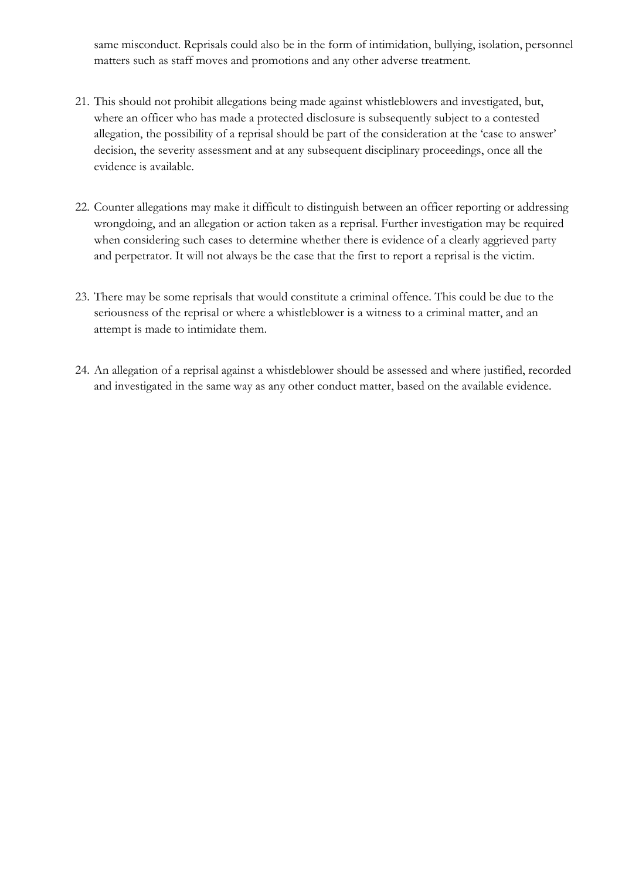same misconduct. Reprisals could also be in the form of intimidation, bullying, isolation, personnel matters such as staff moves and promotions and any other adverse treatment.

21. This should not prohibit allegations being made against whistleblowers and investigated, but, where an officer who has made a protected disclosure is subsequently subject to a contested allegation, the possibility of a reprisal should be part of the consideration at the 'case to answer' decision, the severity assessment and at any subsequent disciplinary proceedings, once all the evidence is available.

22. Counter allegations may make it difficult to distinguish between an officer reporting or addressing wrongdoing, and an allegation or action taken as a reprisal. Further investigation may be required when considering such cases to determine whether there is evidence of a clearly aggrieved party and perpetrator. It will not always be the case that the first to report a reprisal is the victim.

23. There may be some reprisals that would constitute a criminal offence. This could be due to the seriousness of the reprisal or where a whistleblower is a witness to a criminal matter, and an attempt is made to intimidate them.

24. An allegation of a reprisal against a whistleblower should be assessed and where justified, recorded and investigated in the same way as any other conduct matter, based on the available evidence.